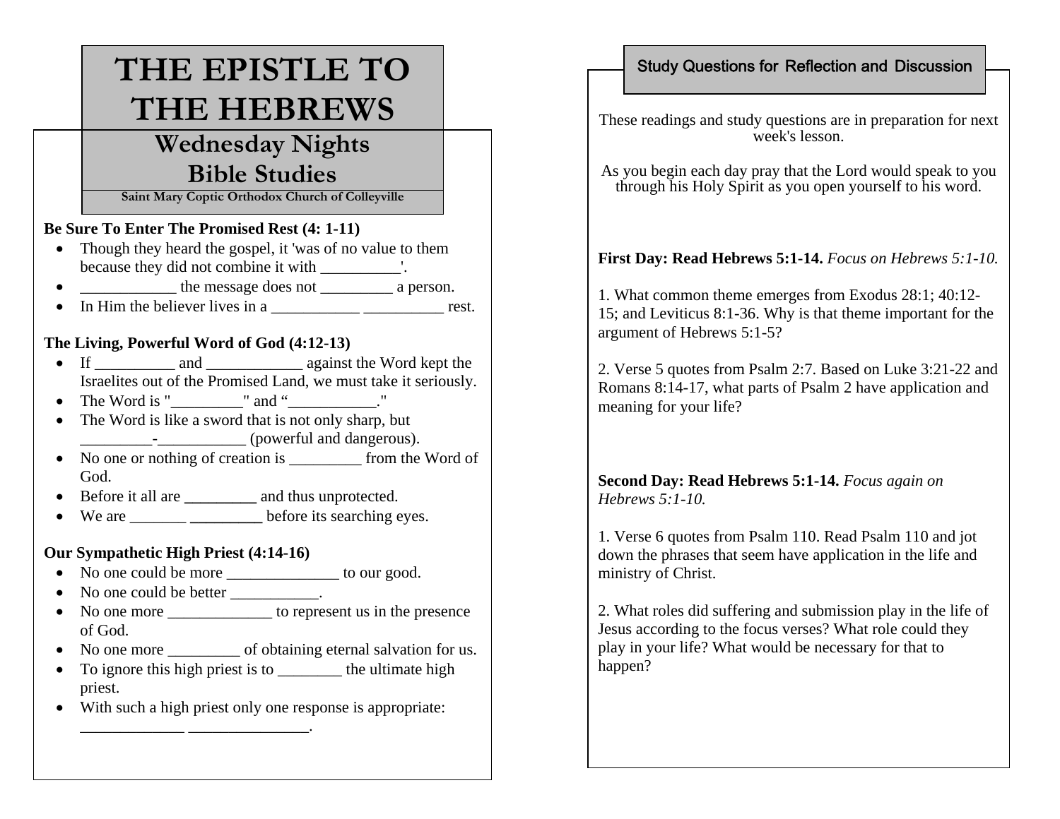# THE EPISTLE TO THE HEBREWS

## Wednesday Nights Bible Studies

**Saint Mary Coptic Orthodox Church of Colleyville**

**Be Sure To Enter The Promised Rest (4: 1-11)**

- Though they heard the gospel, it 'was of no value to them because they did not combine it with __________'.
- ____________ the message does not _________ a person.
- In Him the believer lives in a ___________ __________ rest.

**The Living, Powerful Word of God (4:12-13)**

- If __________ and ____________ against the Word kept the Israelites out of the Promised Land, we must take it seriously.
- The Word is "_________" and "___________."
- The Word is like a sword that is not only sharp, but _________-___________ (powerful and dangerous).
- No one or nothing of creation is _________ from the Word of God.
- Before it all are _________ and thus unprotected.
- We are _______ _________ before its searching eyes.

**Our Sympathetic High Priest (4:14-16)**

- No one could be more ______________ to our good.
- No one could be better ___________.
- No one more _____________ to represent us in the presence of God.
- No one more _________ of obtaining eternal salvation for us.
- To ignore this high priest is to ________ the ultimate high priest.
- With such a high priest only one response is appropriate: _____________ _______________.

## Study Questions for Reflection and Discussion

These readings and study questions are in preparation for next week's lesson.

As you begin each day pray that the Lord would speak to you through his Holy Spirit as you open yourself to his word.

**First Day: Read Hebrews 5:1-14.** *Focus on Hebrews 5:1-10.*

1. What common theme emerges from Exodus 28:1; 40:12-15; and Leviticus 8:1-36. Why is that theme important for the argument of Hebrews 5:1-5?

2. Verse 5 quotes from Psalm 2:7. Based on Luke 3:21-22 and Romans 8:14-17, what parts of Psalm 2 have application and meaning for your life?

**Second Day: Read Hebrews 5:1-14.** *Focus again on Hebrews 5:1-10.*

1. Verse 6 quotes from Psalm 110. Read Psalm 110 and jot down the phrases that seem have application in the life and ministry of Christ.

2. What roles did suffering and submission play in the life of Jesus according to the focus verses? What role could they play in your life? What would be necessary for that to happen?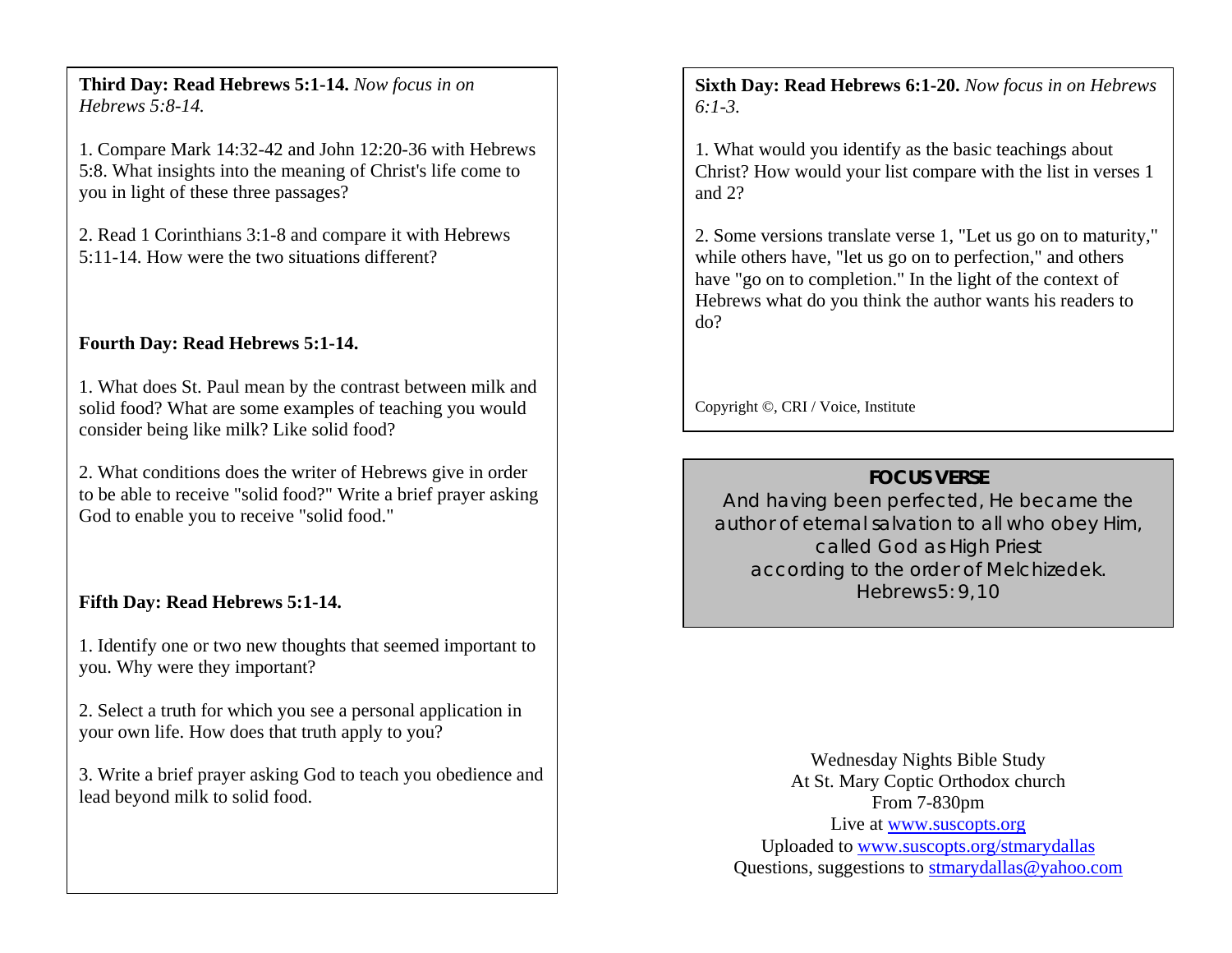**Third Day: Read Hebrews 5:1-14.** *Now focus in on Hebrews 5:8-14.*

1. Compare Mark 14:32-42 and John 12:20-36 with Hebrews 5:8. What insights into the meaning of Christ's life come to you in light of these three passages?

2. Read 1 Corinthians 3:1-8 and compare it with Hebrews 5:11-14. How were the two situations different?

**Fourth Day: Read Hebrews 5:1-14.**

1. What does St. Paul mean by the contrast between milk and solid food? What are some examples of teaching you would consider being like milk? Like solid food?

2. What conditions does the writer of Hebrews give in order to be able to receive "solid food?" Write a brief prayer asking God to enable you to receive "solid food."

**Fifth Day: Read Hebrews 5:1-14.**

1. Identify one or two new thoughts that seemed important to you. Why were they important?

2. Select a truth for which you see a personal application in your own life. How does that truth apply to you?

3. Write a brief prayer asking God to teach you obedience and lead beyond milk to solid food.

**Sixth Day: Read Hebrews 6:1-20.** *Now focus in on Hebrews 6:1-3.*

1. What would you identify as the basic teachings about Christ? How would your list compare with the list in verses 1 and 2?

2. Some versions translate verse 1, "Let us go on to maturity," while others have, "let us go on to perfection," and others have "go on to completion." In the light of the context of Hebrews what do you think the author wants his readers to do?

Copyright ©, CRI / Voice, Institute

**FOCUS VERSE**

And having been perfected, He became the author of eternal salvation to all who obey Him, called God as High Priest according to the order of Melchizedek.
Hebrews5:9,10

Wednesday Nights Bible Study
At St. Mary Coptic Orthodox church
From 7-830pm
Live at www.suscopts.org
Uploaded to www.suscopts.org/stmarydallas
Questions, suggestions to stmarydallas@yahoo.com